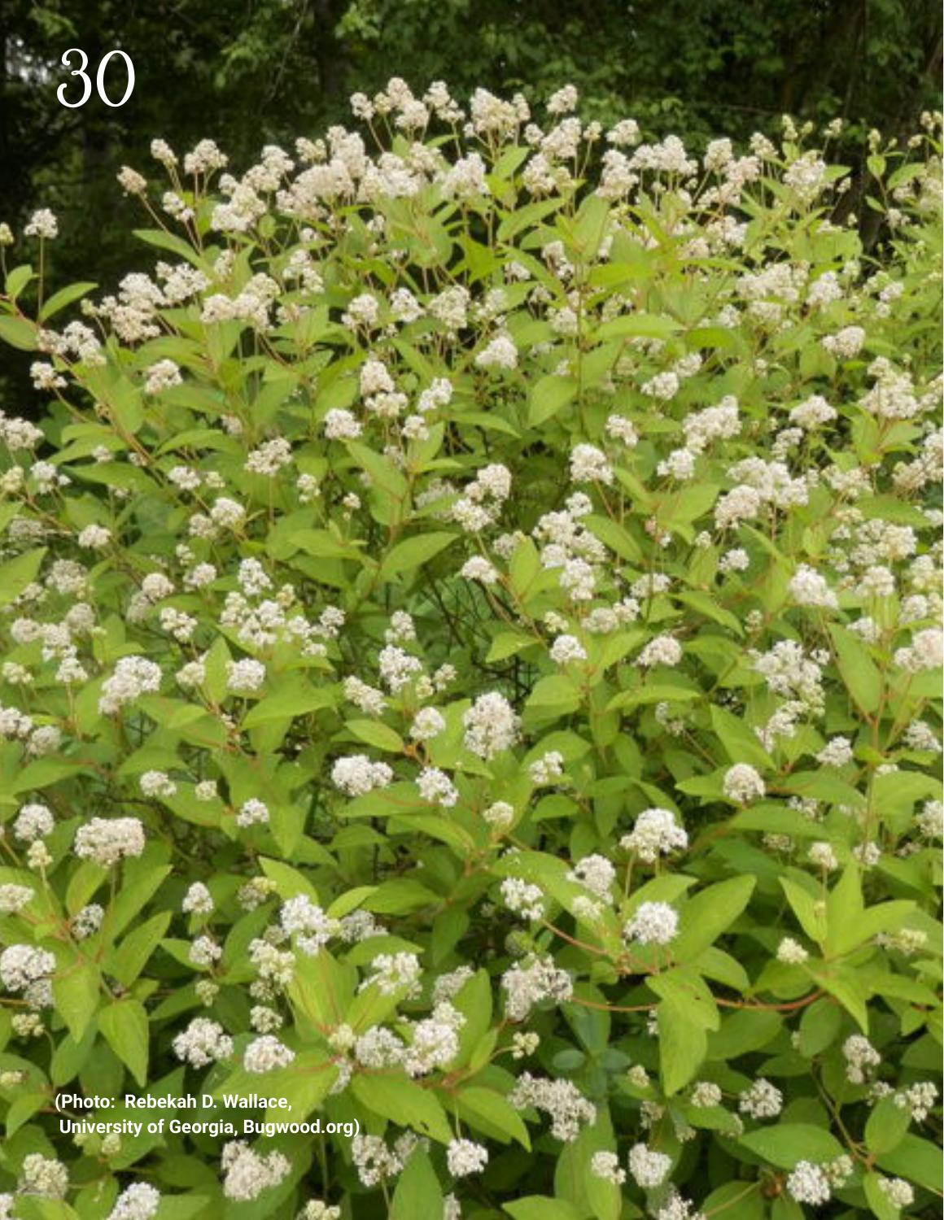(Photo: Rebekah D. Wallace, University of Georgia, Bugwood.org)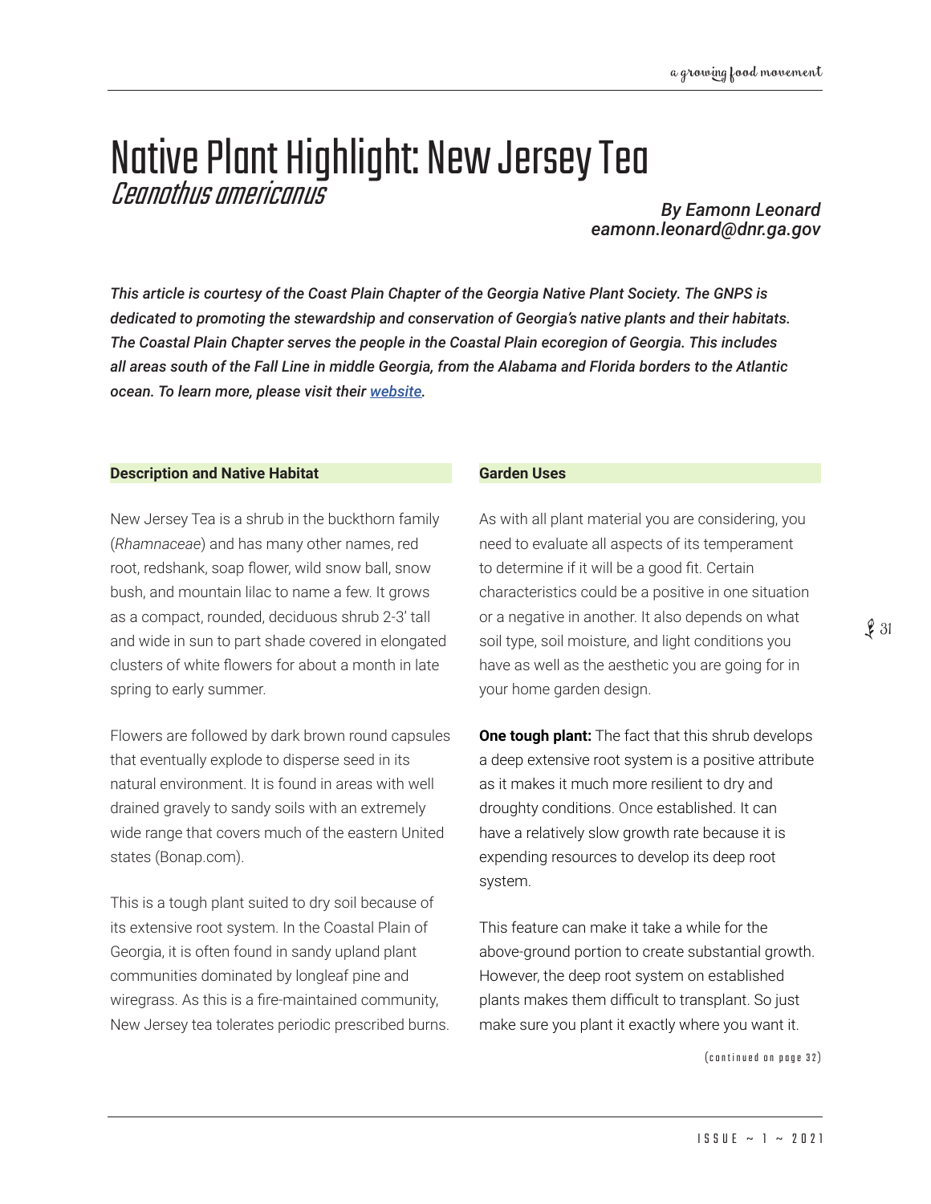# Native Plant Highlight: New Jersey Tea

## *Ceanothus americanus*

***By Eamonn Leonard***
***eamonn.leonard@dnr.ga.gov***

***This article is courtesy of the Coast Plain Chapter of the Georgia Native Plant Society. The GNPS is dedicated to promoting the stewardship and conservation of Georgia's native plants and their habitats. The Coastal Plain Chapter serves the people in the Coastal Plain ecoregion of Georgia. This includes all areas south of the Fall Line in middle Georgia, from the Alabama and Florida borders to the Atlantic ocean. To learn more, please visit their [website](#).***

### Description and Native Habitat

New Jersey Tea is a shrub in the buckthorn family (*Rhamnaceae*) and has many other names, red root, redshank, soap flower, wild snow ball, snow bush, and mountain lilac to name a few. It grows as a compact, rounded, deciduous shrub 2-3' tall and wide in sun to part shade covered in elongated clusters of white flowers for about a month in late spring to early summer.

Flowers are followed by dark brown round capsules that eventually explode to disperse seed in its natural environment. It is found in areas with well drained gravely to sandy soils with an extremely wide range that covers much of the eastern United states (Bonap.com).

This is a tough plant suited to dry soil because of its extensive root system. In the Coastal Plain of Georgia, it is often found in sandy upland plant communities dominated by longleaf pine and wiregrass. As this is a fire-maintained community, New Jersey tea tolerates periodic prescribed burns.

### Garden Uses

As with all plant material you are considering, you need to evaluate all aspects of its temperament to determine if it will be a good fit. Certain characteristics could be a positive in one situation or a negative in another. It also depends on what soil type, soil moisture, and light conditions you have as well as the aesthetic you are going for in your home garden design.

**One tough plant:** The fact that this shrub develops a deep extensive root system is a positive attribute as it makes it much more resilient to dry and droughty conditions. Once established. It can have a relatively slow growth rate because it is expending resources to develop its deep root system.

This feature can make it take a while for the above-ground portion to create substantial growth. However, the deep root system on established plants makes them difficult to transplant. So just make sure you plant it exactly where you want it.

(continued on page 32)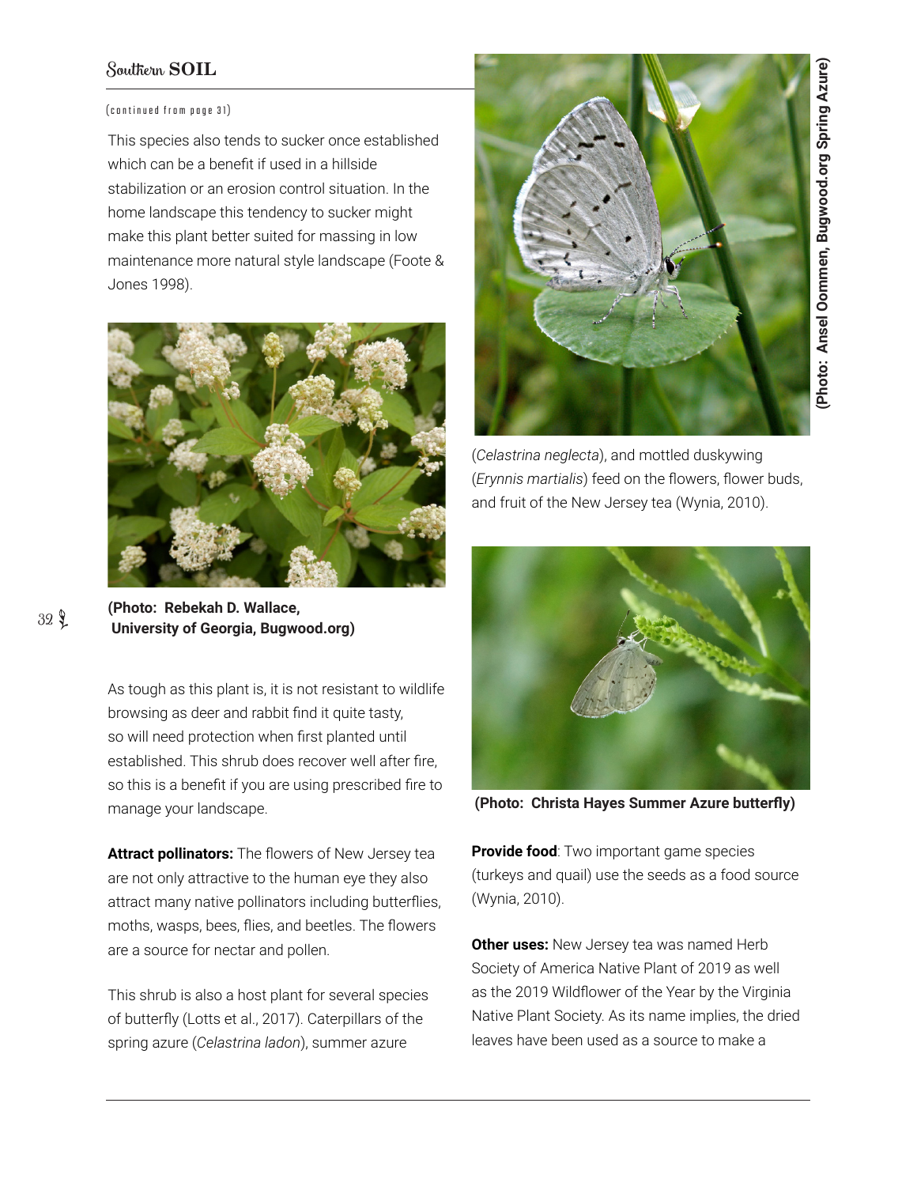(continued from page 31)

This species also tends to sucker once established which can be a benefit if used in a hillside stabilization or an erosion control situation. In the home landscape this tendency to sucker might make this plant better suited for massing in low maintenance more natural style landscape (Foote & Jones 1998).

**(Photo: Rebekah D. Wallace, University of Georgia, Bugwood.org)**

As tough as this plant is, it is not resistant to wildlife browsing as deer and rabbit find it quite tasty, so will need protection when first planted until established. This shrub does recover well after fire, so this is a benefit if you are using prescribed fire to manage your landscape.

**Attract pollinators:** The flowers of New Jersey tea are not only attractive to the human eye they also attract many native pollinators including butterflies, moths, wasps, bees, flies, and beetles. The flowers are a source for nectar and pollen.

This shrub is also a host plant for several species of butterfly (Lotts et al., 2017). Caterpillars of the spring azure (*Celastrina ladon*), summer azure (*Celastrina neglecta*), and mottled duskywing (*Erynnis martialis*) feed on the flowers, flower buds, and fruit of the New Jersey tea (Wynia, 2010).

**(Photo: Ansel Oommen, Bugwood.org Spring Azure)**

**(Photo: Christa Hayes Summer Azure butterfly)**

**Provide food**: Two important game species (turkeys and quail) use the seeds as a food source (Wynia, 2010).

**Other uses:** New Jersey tea was named Herb Society of America Native Plant of 2019 as well as the 2019 Wildflower of the Year by the Virginia Native Plant Society. As its name implies, the dried leaves have been used as a source to make a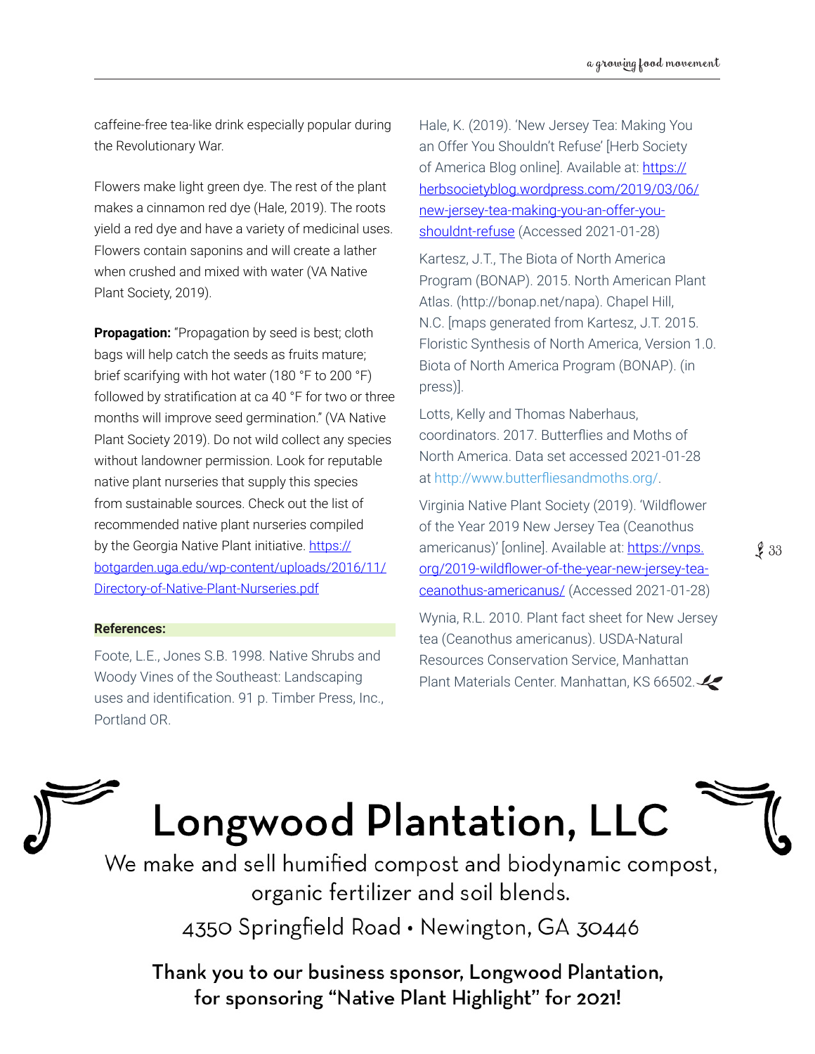caffeine-free tea-like drink especially popular during the Revolutionary War.

Flowers make light green dye. The rest of the plant makes a cinnamon red dye (Hale, 2019). The roots yield a red dye and have a variety of medicinal uses. Flowers contain saponins and will create a lather when crushed and mixed with water (VA Native Plant Society, 2019).

**Propagation:** "Propagation by seed is best; cloth bags will help catch the seeds as fruits mature; brief scarifying with hot water (180 °F to 200 °F) followed by stratification at ca 40 °F for two or three months will improve seed germination." (VA Native Plant Society 2019). Do not wild collect any species without landowner permission. Look for reputable native plant nurseries that supply this species from sustainable sources. Check out the list of recommended native plant nurseries compiled by the Georgia Native Plant initiative. https://botgarden.uga.edu/wp-content/uploads/2016/11/Directory-of-Native-Plant-Nurseries.pdf

**References:**

Foote, L.E., Jones S.B. 1998. Native Shrubs and Woody Vines of the Southeast: Landscaping uses and identification. 91 p. Timber Press, Inc., Portland OR.

Hale, K. (2019). 'New Jersey Tea: Making You an Offer You Shouldn't Refuse' [Herb Society of America Blog online]. Available at: https://herbsocietyblog.wordpress.com/2019/03/06/new-jersey-tea-making-you-an-offer-you-shouldnt-refuse (Accessed 2021-01-28)

Kartesz, J.T., The Biota of North America Program (BONAP). 2015. North American Plant Atlas. (http://bonap.net/napa). Chapel Hill, N.C. [maps generated from Kartesz, J.T. 2015. Floristic Synthesis of North America, Version 1.0. Biota of North America Program (BONAP). (in press)].

Lotts, Kelly and Thomas Naberhaus, coordinators. 2017. Butterflies and Moths of North America. Data set accessed 2021-01-28 at http://www.butterfliesandmoths.org/.

Virginia Native Plant Society (2019). 'Wildflower of the Year 2019 New Jersey Tea (Ceanothus americanus)' [online]. Available at: https://vnps.org/2019-wildflower-of-the-year-new-jersey-tea-ceanothus-americanus/ (Accessed 2021-01-28)

Wynia, R.L. 2010. Plant fact sheet for New Jersey tea (Ceanothus americanus). USDA-Natural Resources Conservation Service, Manhattan Plant Materials Center. Manhattan, KS 66502.

# Longwood Plantation, LLC

We make and sell humified compost and biodynamic compost, organic fertilizer and soil blends.

4350 Springfield Road • Newington, GA 30446

**Thank you to our business sponsor, Longwood Plantation, for sponsoring "Native Plant Highlight" for 2021!**